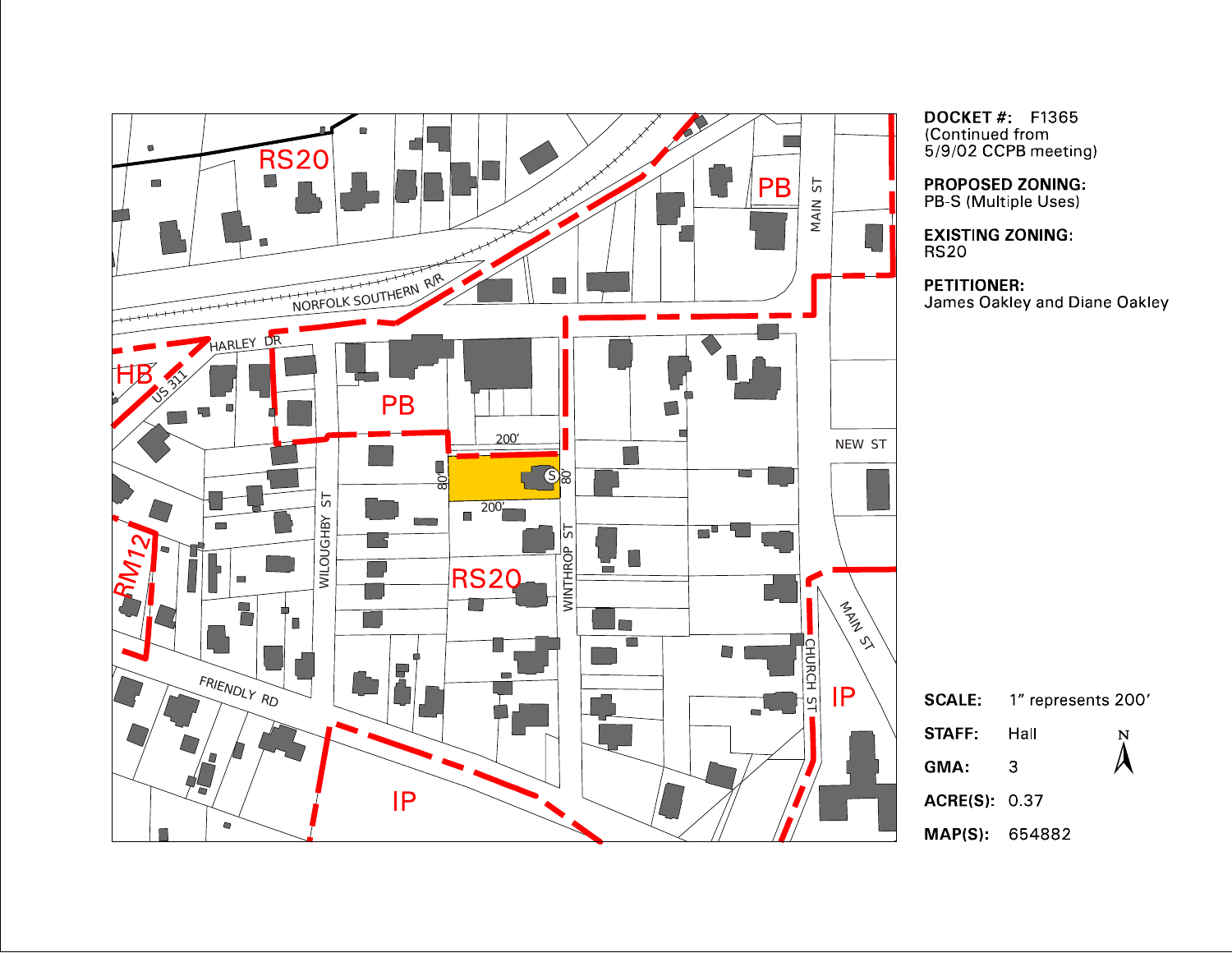**DOCKET #:** F1365
(Continued from 5/9/02 CCPB meeting)

**PROPOSED ZONING:**
PB-S (Multiple Uses)

**EXISTING ZONING:**
RS20

**PETITIONER:**
James Oakley and Diane Oakley

RS20

PB

HB

PB

RM12

RS20

IP

IP

NORFOLK SOUTHERN R/R

HARLEY DR

US 311

MAIN ST

NEW ST

WILOUGHBY ST

WINTHROP ST

CHURCH ST

MAIN ST

FRIENDLY RD

200'

80'

80'

200'

S

| | |
|---|---|
| **SCALE:** | 1" represents 200' |
| **STAFF:** | Hall |
| **GMA:** | 3 |
| **ACRE(S):** | 0.37 |
| **MAP(S):** | 654882 |

N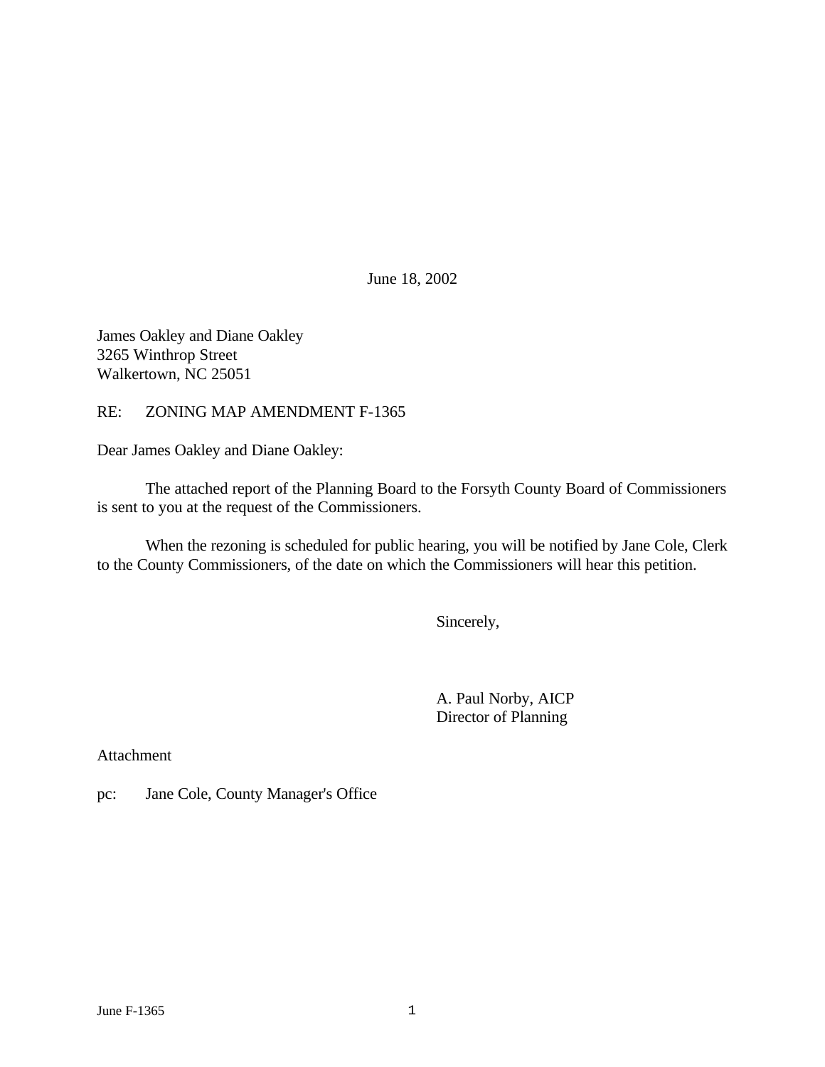June 18, 2002

James Oakley and Diane Oakley
3265 Winthrop Street
Walkertown, NC 25051

RE: ZONING MAP AMENDMENT F-1365

Dear James Oakley and Diane Oakley:

The attached report of the Planning Board to the Forsyth County Board of Commissioners is sent to you at the request of the Commissioners.

When the rezoning is scheduled for public hearing, you will be notified by Jane Cole, Clerk to the County Commissioners, of the date on which the Commissioners will hear this petition.

Sincerely,

A. Paul Norby, AICP
Director of Planning

Attachment

pc: Jane Cole, County Manager's Office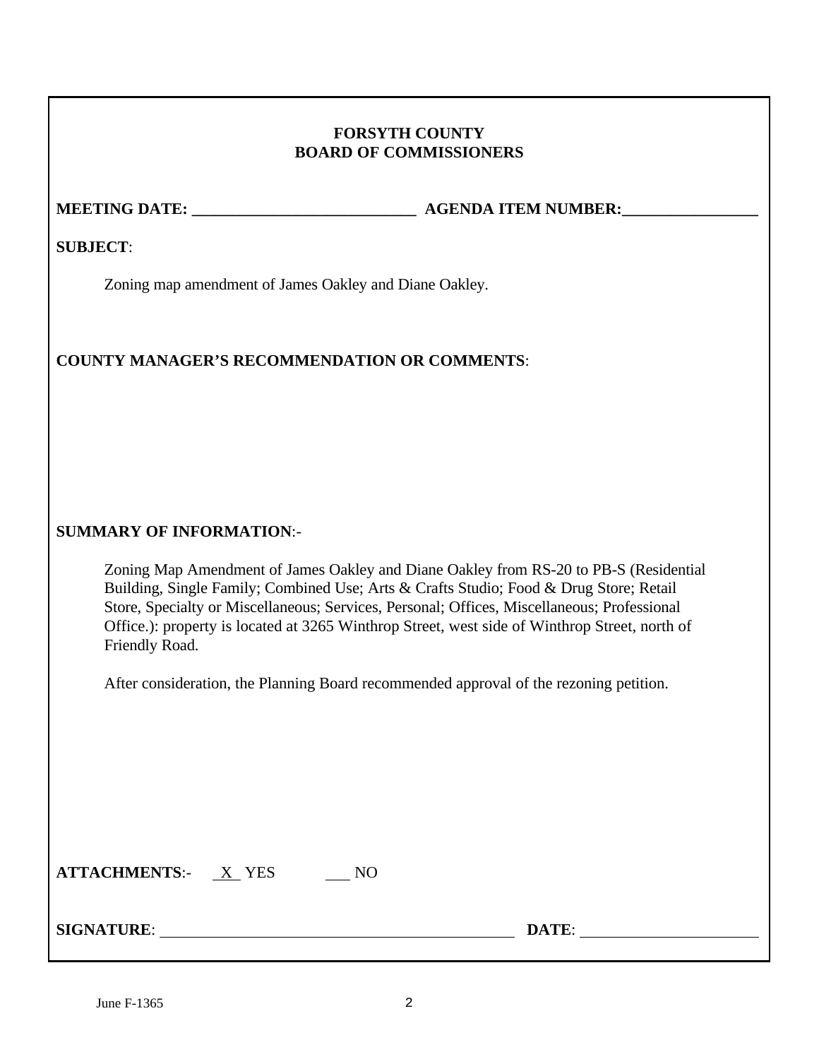## FORSYTH COUNTY
## BOARD OF COMMISSIONERS

**MEETING DATE:** ___________________________ **AGENDA ITEM NUMBER:**________________

**SUBJECT**:

Zoning map amendment of James Oakley and Diane Oakley.

**COUNTY MANAGER'S RECOMMENDATION OR COMMENTS**:

**SUMMARY OF INFORMATION**:-

Zoning Map Amendment of James Oakley and Diane Oakley from RS-20 to PB-S (Residential Building, Single Family; Combined Use; Arts & Crafts Studio; Food & Drug Store; Retail Store, Specialty or Miscellaneous; Services, Personal; Offices, Miscellaneous; Professional Office.): property is located at 3265 Winthrop Street, west side of Winthrop Street, north of Friendly Road.

After consideration, the Planning Board recommended approval of the rezoning petition.

**ATTACHMENTS**:- X YES ___ NO

**SIGNATURE**: ____________________________________________ **DATE**: ______________________

June F-1365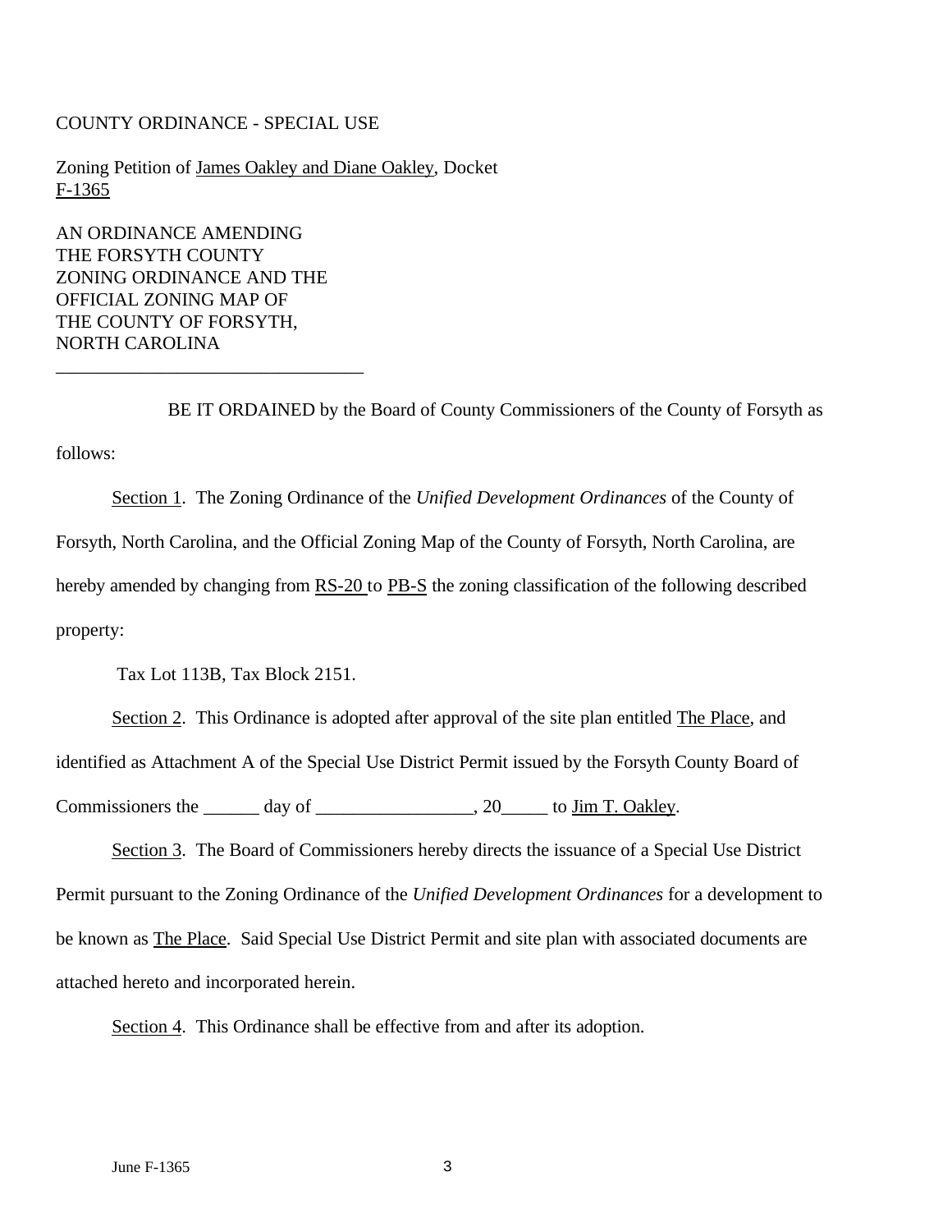COUNTY ORDINANCE - SPECIAL USE

Zoning Petition of James Oakley and Diane Oakley, Docket F-1365

AN ORDINANCE AMENDING
THE FORSYTH COUNTY
ZONING ORDINANCE AND THE
OFFICIAL ZONING MAP OF
THE COUNTY OF FORSYTH,
NORTH CAROLINA

---

BE IT ORDAINED by the Board of County Commissioners of the County of Forsyth as follows:

Section 1. The Zoning Ordinance of the *Unified Development Ordinances* of the County of Forsyth, North Carolina, and the Official Zoning Map of the County of Forsyth, North Carolina, are hereby amended by changing from RS-20 to PB-S the zoning classification of the following described property:

Tax Lot 113B, Tax Block 2151.

Section 2. This Ordinance is adopted after approval of the site plan entitled The Place, and identified as Attachment A of the Special Use District Permit issued by the Forsyth County Board of Commissioners the ______ day of _________________, 20_____ to Jim T. Oakley.

Section 3. The Board of Commissioners hereby directs the issuance of a Special Use District Permit pursuant to the Zoning Ordinance of the *Unified Development Ordinances* for a development to be known as The Place. Said Special Use District Permit and site plan with associated documents are attached hereto and incorporated herein.

Section 4. This Ordinance shall be effective from and after its adoption.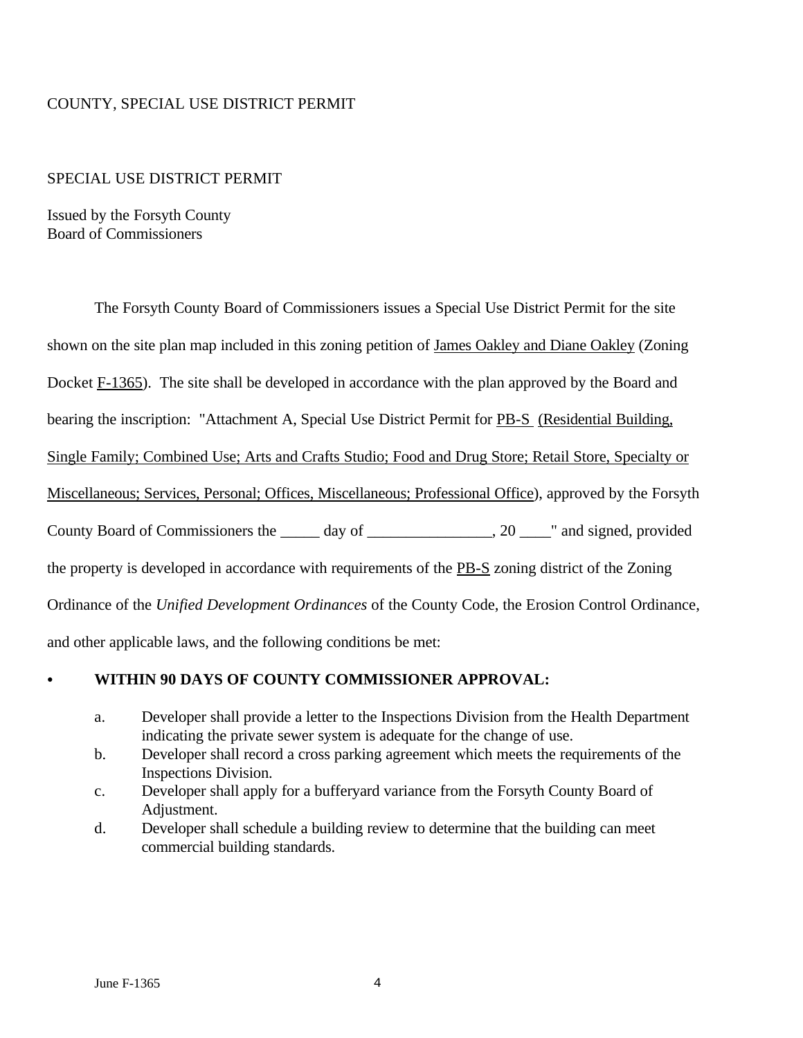COUNTY, SPECIAL USE DISTRICT PERMIT

SPECIAL USE DISTRICT PERMIT

Issued by the Forsyth County
Board of Commissioners

The Forsyth County Board of Commissioners issues a Special Use District Permit for the site shown on the site plan map included in this zoning petition of James Oakley and Diane Oakley (Zoning Docket F-1365). The site shall be developed in accordance with the plan approved by the Board and bearing the inscription: "Attachment A, Special Use District Permit for PB-S (Residential Building, Single Family; Combined Use; Arts and Crafts Studio; Food and Drug Store; Retail Store, Specialty or Miscellaneous; Services, Personal; Offices, Miscellaneous; Professional Office), approved by the Forsyth County Board of Commissioners the _____ day of ________________, 20 ____" and signed, provided the property is developed in accordance with requirements of the PB-S zoning district of the Zoning Ordinance of the *Unified Development Ordinances* of the County Code, the Erosion Control Ordinance, and other applicable laws, and the following conditions be met:

- **WITHIN 90 DAYS OF COUNTY COMMISSIONER APPROVAL:**

  a. Developer shall provide a letter to the Inspections Division from the Health Department indicating the private sewer system is adequate for the change of use.

  b. Developer shall record a cross parking agreement which meets the requirements of the Inspections Division.

  c. Developer shall apply for a bufferyard variance from the Forsyth County Board of Adjustment.

  d. Developer shall schedule a building review to determine that the building can meet commercial building standards.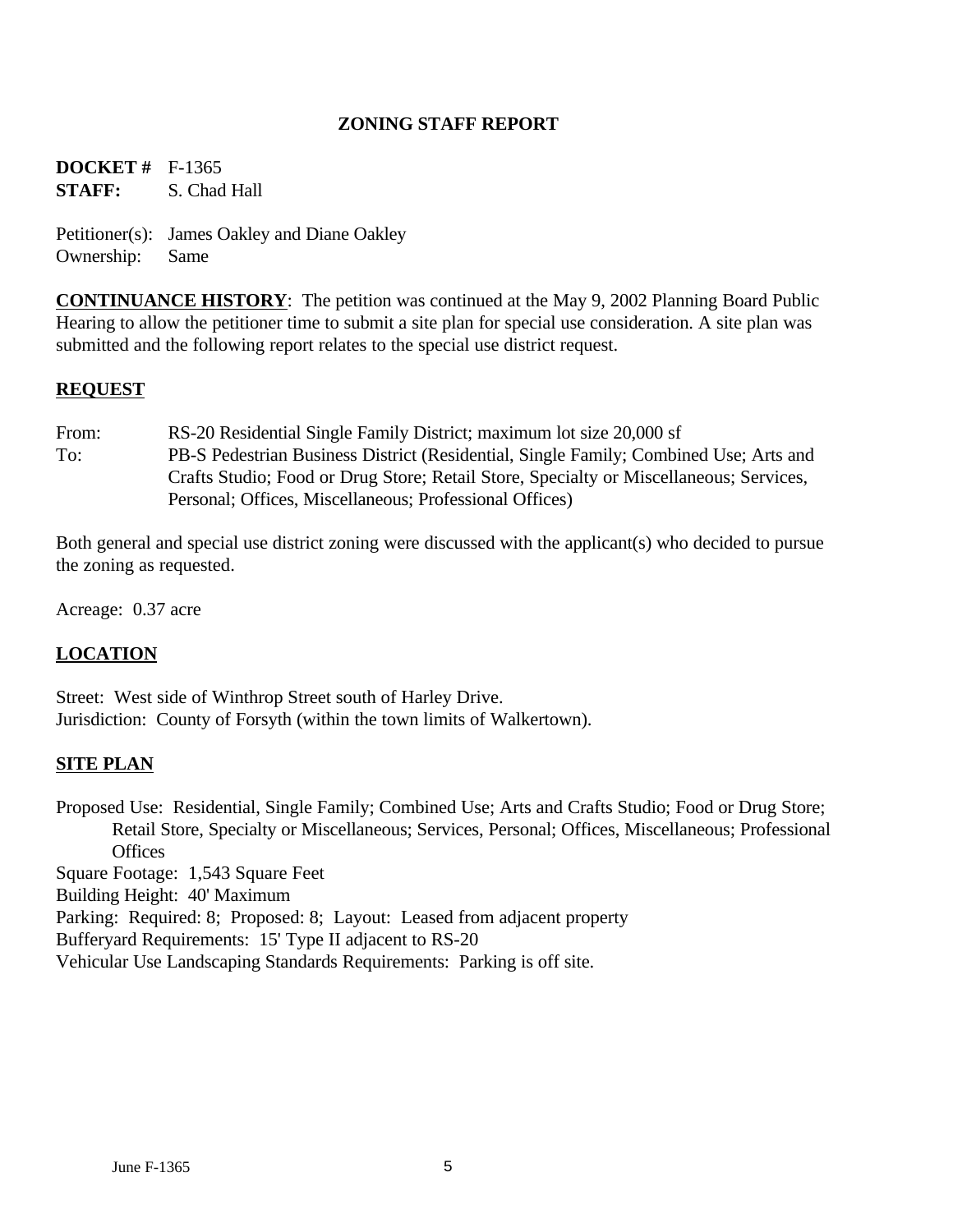# ZONING STAFF REPORT

**DOCKET #** F-1365
**STAFF:** S. Chad Hall

Petitioner(s): James Oakley and Diane Oakley
Ownership: Same

**CONTINUANCE HISTORY**: The petition was continued at the May 9, 2002 Planning Board Public Hearing to allow the petitioner time to submit a site plan for special use consideration. A site plan was submitted and the following report relates to the special use district request.

## REQUEST

From: RS-20 Residential Single Family District; maximum lot size 20,000 sf
To: PB-S Pedestrian Business District (Residential, Single Family; Combined Use; Arts and Crafts Studio; Food or Drug Store; Retail Store, Specialty or Miscellaneous; Services, Personal; Offices, Miscellaneous; Professional Offices)

Both general and special use district zoning were discussed with the applicant(s) who decided to pursue the zoning as requested.

Acreage: 0.37 acre

## LOCATION

Street: West side of Winthrop Street south of Harley Drive.
Jurisdiction: County of Forsyth (within the town limits of Walkertown).

## SITE PLAN

Proposed Use: Residential, Single Family; Combined Use; Arts and Crafts Studio; Food or Drug Store; Retail Store, Specialty or Miscellaneous; Services, Personal; Offices, Miscellaneous; Professional Offices
Square Footage: 1,543 Square Feet
Building Height: 40' Maximum
Parking: Required: 8; Proposed: 8; Layout: Leased from adjacent property
Bufferyard Requirements: 15' Type II adjacent to RS-20
Vehicular Use Landscaping Standards Requirements: Parking is off site.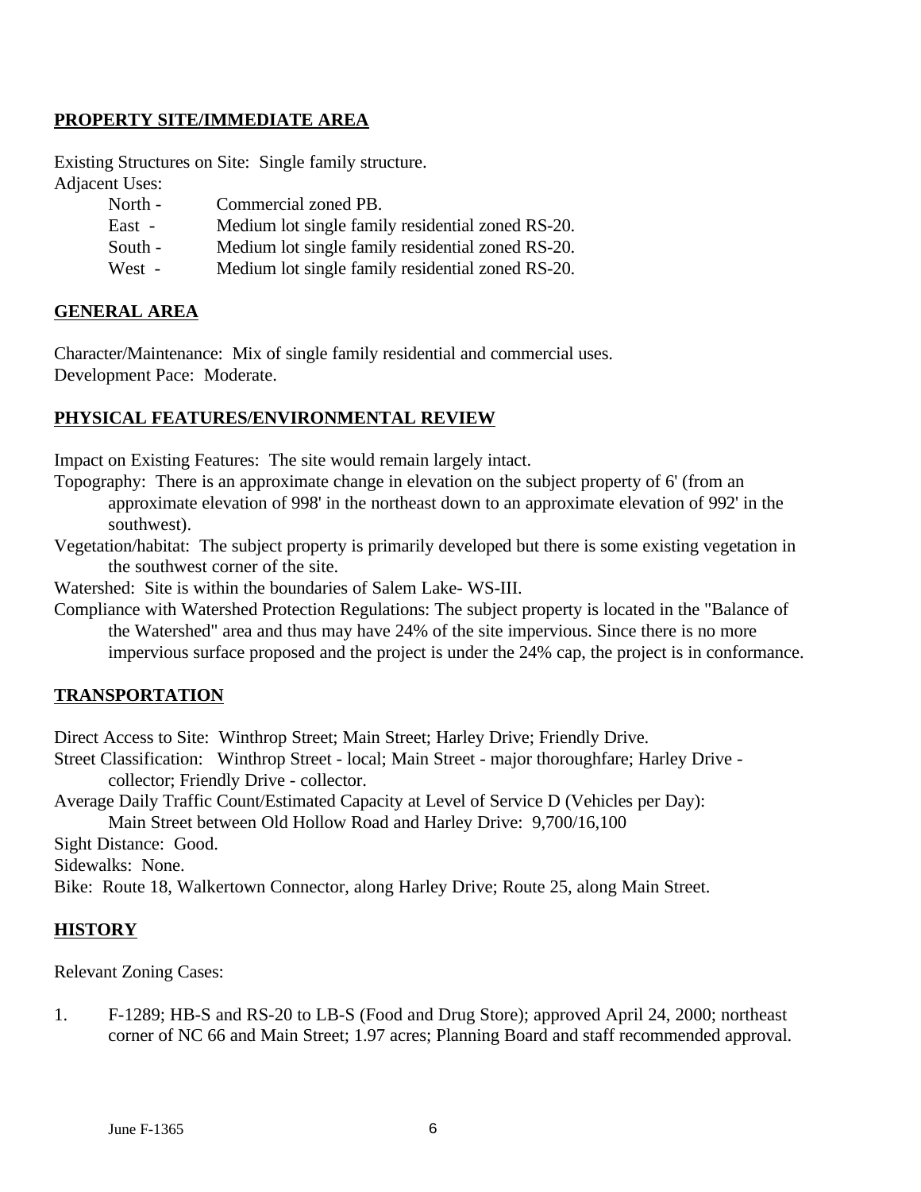## PROPERTY SITE/IMMEDIATE AREA

Existing Structures on Site: Single family structure.

Adjacent Uses:

- North - Commercial zoned PB.
- East - Medium lot single family residential zoned RS-20.
- South - Medium lot single family residential zoned RS-20.
- West - Medium lot single family residential zoned RS-20.

## GENERAL AREA

Character/Maintenance: Mix of single family residential and commercial uses.
Development Pace: Moderate.

## PHYSICAL FEATURES/ENVIRONMENTAL REVIEW

Impact on Existing Features: The site would remain largely intact.

Topography: There is an approximate change in elevation on the subject property of 6' (from an approximate elevation of 998' in the northeast down to an approximate elevation of 992' in the southwest).

Vegetation/habitat: The subject property is primarily developed but there is some existing vegetation in the southwest corner of the site.

Watershed: Site is within the boundaries of Salem Lake- WS-III.

Compliance with Watershed Protection Regulations: The subject property is located in the "Balance of the Watershed" area and thus may have 24% of the site impervious. Since there is no more impervious surface proposed and the project is under the 24% cap, the project is in conformance.

## TRANSPORTATION

Direct Access to Site: Winthrop Street; Main Street; Harley Drive; Friendly Drive.

Street Classification: Winthrop Street - local; Main Street - major thoroughfare; Harley Drive - collector; Friendly Drive - collector.

Average Daily Traffic Count/Estimated Capacity at Level of Service D (Vehicles per Day):
Main Street between Old Hollow Road and Harley Drive: 9,700/16,100

Sight Distance: Good.

Sidewalks: None.

Bike: Route 18, Walkertown Connector, along Harley Drive; Route 25, along Main Street.

## HISTORY

Relevant Zoning Cases:

1. F-1289; HB-S and RS-20 to LB-S (Food and Drug Store); approved April 24, 2000; northeast corner of NC 66 and Main Street; 1.97 acres; Planning Board and staff recommended approval.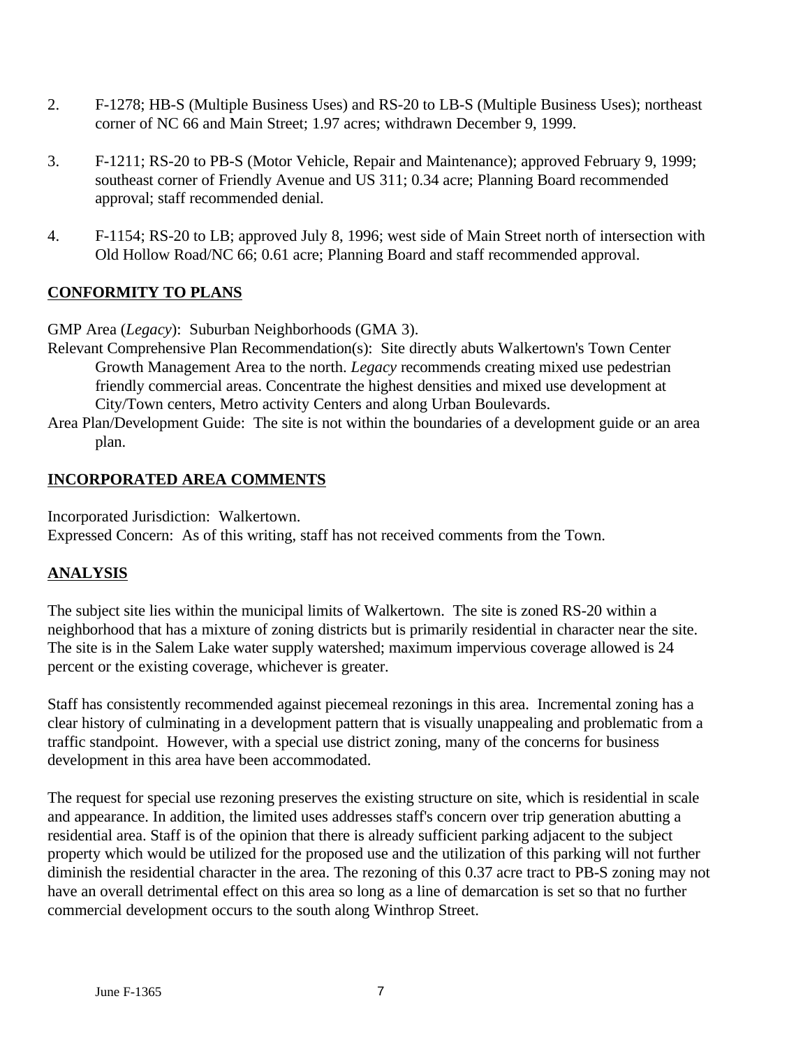2. F-1278; HB-S (Multiple Business Uses) and RS-20 to LB-S (Multiple Business Uses); northeast corner of NC 66 and Main Street; 1.97 acres; withdrawn December 9, 1999.

3. F-1211; RS-20 to PB-S (Motor Vehicle, Repair and Maintenance); approved February 9, 1999; southeast corner of Friendly Avenue and US 311; 0.34 acre; Planning Board recommended approval; staff recommended denial.

4. F-1154; RS-20 to LB; approved July 8, 1996; west side of Main Street north of intersection with Old Hollow Road/NC 66; 0.61 acre; Planning Board and staff recommended approval.

## CONFORMITY TO PLANS

GMP Area (*Legacy*): Suburban Neighborhoods (GMA 3).

Relevant Comprehensive Plan Recommendation(s): Site directly abuts Walkertown's Town Center Growth Management Area to the north. *Legacy* recommends creating mixed use pedestrian friendly commercial areas. Concentrate the highest densities and mixed use development at City/Town centers, Metro activity Centers and along Urban Boulevards.

Area Plan/Development Guide: The site is not within the boundaries of a development guide or an area plan.

## INCORPORATED AREA COMMENTS

Incorporated Jurisdiction: Walkertown.

Expressed Concern: As of this writing, staff has not received comments from the Town.

## ANALYSIS

The subject site lies within the municipal limits of Walkertown. The site is zoned RS-20 within a neighborhood that has a mixture of zoning districts but is primarily residential in character near the site. The site is in the Salem Lake water supply watershed; maximum impervious coverage allowed is 24 percent or the existing coverage, whichever is greater.

Staff has consistently recommended against piecemeal rezonings in this area. Incremental zoning has a clear history of culminating in a development pattern that is visually unappealing and problematic from a traffic standpoint. However, with a special use district zoning, many of the concerns for business development in this area have been accommodated.

The request for special use rezoning preserves the existing structure on site, which is residential in scale and appearance. In addition, the limited uses addresses staff's concern over trip generation abutting a residential area. Staff is of the opinion that there is already sufficient parking adjacent to the subject property which would be utilized for the proposed use and the utilization of this parking will not further diminish the residential character in the area. The rezoning of this 0.37 acre tract to PB-S zoning may not have an overall detrimental effect on this area so long as a line of demarcation is set so that no further commercial development occurs to the south along Winthrop Street.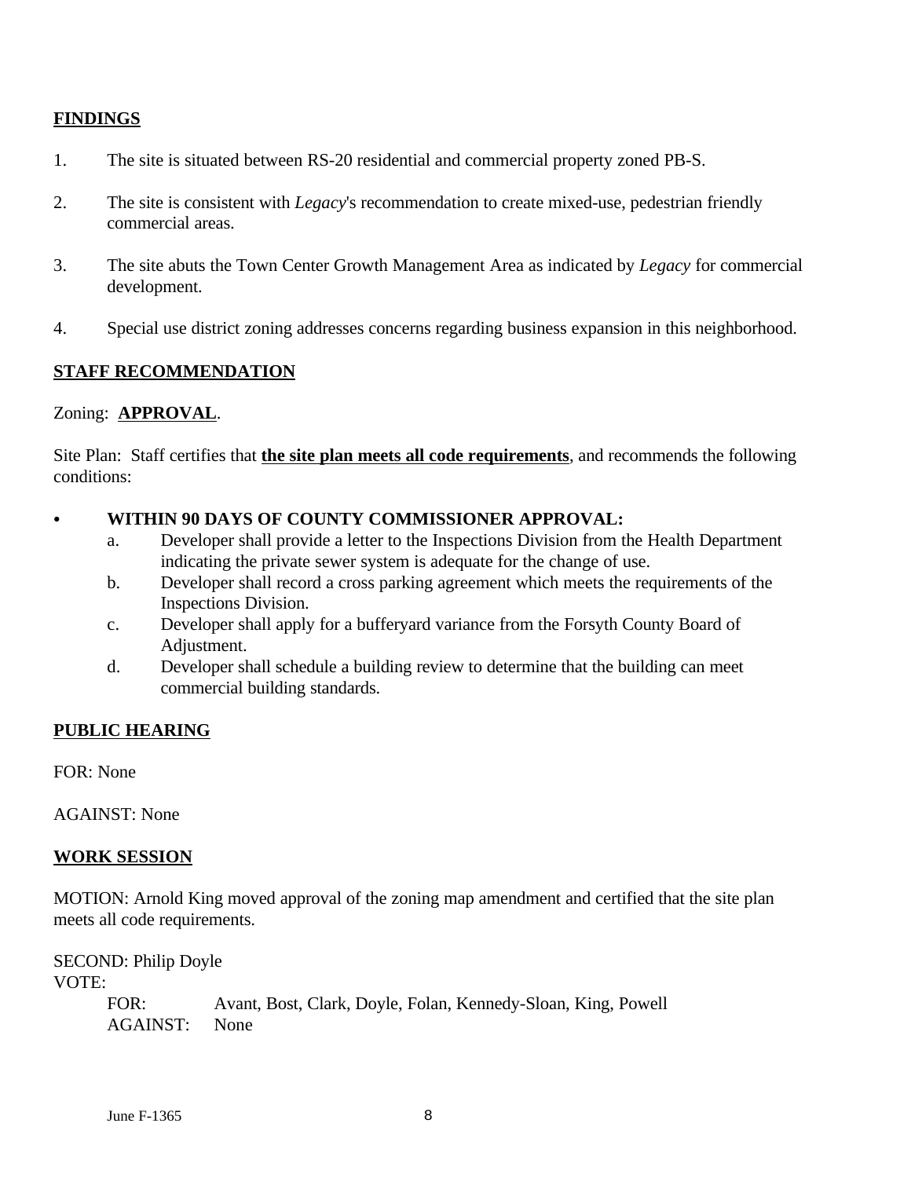## FINDINGS

1. The site is situated between RS-20 residential and commercial property zoned PB-S.

2. The site is consistent with *Legacy*'s recommendation to create mixed-use, pedestrian friendly commercial areas.

3. The site abuts the Town Center Growth Management Area as indicated by *Legacy* for commercial development.

4. Special use district zoning addresses concerns regarding business expansion in this neighborhood.

## STAFF RECOMMENDATION

Zoning: **APPROVAL**.

Site Plan: Staff certifies that **the site plan meets all code requirements**, and recommends the following conditions:

- **WITHIN 90 DAYS OF COUNTY COMMISSIONER APPROVAL:**
  - a. Developer shall provide a letter to the Inspections Division from the Health Department indicating the private sewer system is adequate for the change of use.
  - b. Developer shall record a cross parking agreement which meets the requirements of the Inspections Division.
  - c. Developer shall apply for a bufferyard variance from the Forsyth County Board of Adjustment.
  - d. Developer shall schedule a building review to determine that the building can meet commercial building standards.

## PUBLIC HEARING

FOR: None

AGAINST: None

## WORK SESSION

MOTION: Arnold King moved approval of the zoning map amendment and certified that the site plan meets all code requirements.

SECOND: Philip Doyle

VOTE:

FOR: Avant, Bost, Clark, Doyle, Folan, Kennedy-Sloan, King, Powell

AGAINST: None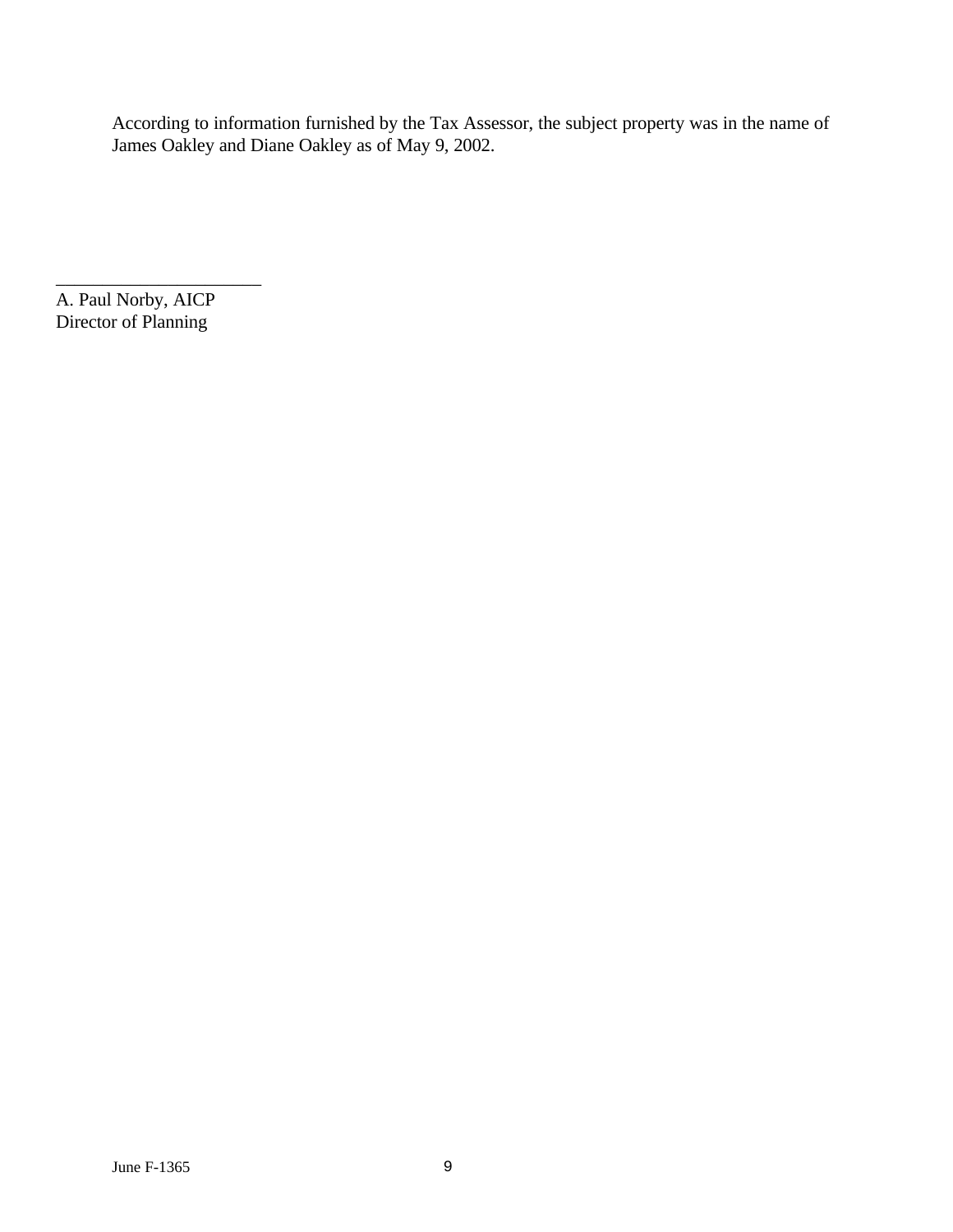According to information furnished by the Tax Assessor, the subject property was in the name of James Oakley and Diane Oakley as of May 9, 2002.

______________________

A. Paul Norby, AICP
Director of Planning